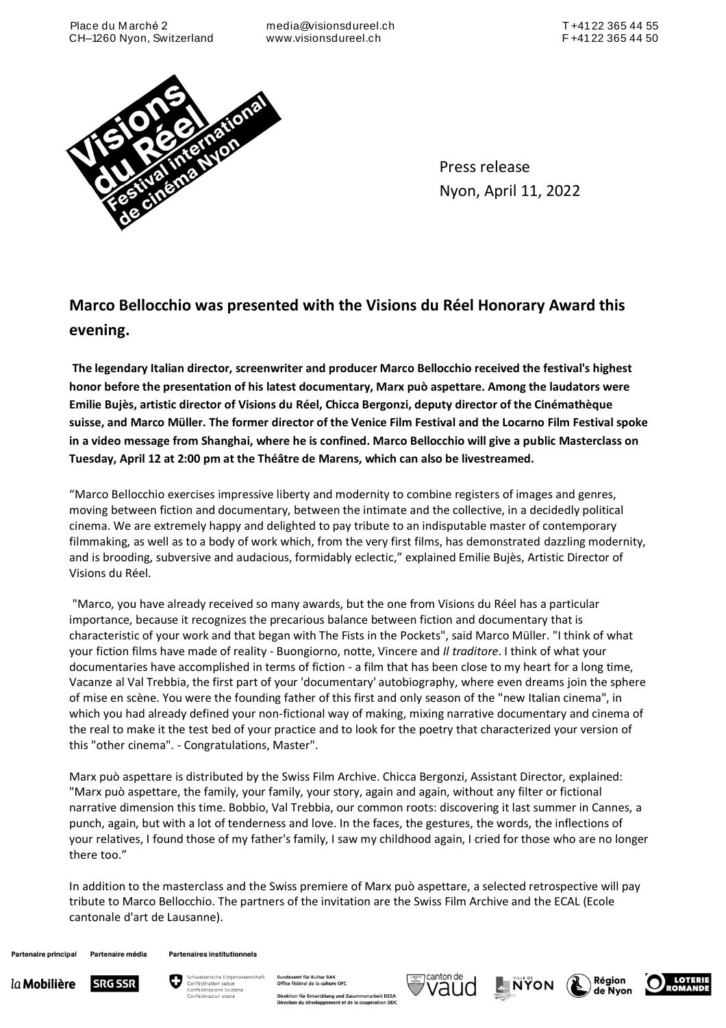Place du Marché 2
CH–1260 Nyon, Switzerland

media@visionsdureel.ch
www.visionsdureel.ch

T +41 22 365 44 55
F +41 22 365 44 50

Visions du Réel
Festival international de cinéma Nyon

Press release
Nyon, April 11, 2022

## Marco Bellocchio was presented with the Visions du Réel Honorary Award this evening.

**The legendary Italian director, screenwriter and producer Marco Bellocchio received the festival's highest honor before the presentation of his latest documentary, Marx può aspettare. Among the laudators were Emilie Bujès, artistic director of Visions du Réel, Chicca Bergonzi, deputy director of the Cinémathèque suisse, and Marco Müller. The former director of the Venice Film Festival and the Locarno Film Festival spoke in a video message from Shanghai, where he is confined. Marco Bellocchio will give a public Masterclass on Tuesday, April 12 at 2:00 pm at the Théâtre de Marens, which can also be livestreamed.**

"Marco Bellocchio exercises impressive liberty and modernity to combine registers of images and genres, moving between fiction and documentary, between the intimate and the collective, in a decidedly political cinema. We are extremely happy and delighted to pay tribute to an indisputable master of contemporary filmmaking, as well as to a body of work which, from the very first films, has demonstrated dazzling modernity, and is brooding, subversive and audacious, formidably eclectic," explained Emilie Bujès, Artistic Director of Visions du Réel.

"Marco, you have already received so many awards, but the one from Visions du Réel has a particular importance, because it recognizes the precarious balance between fiction and documentary that is characteristic of your work and that began with The Fists in the Pockets", said Marco Müller. "I think of what your fiction films have made of reality - Buongiorno, notte, Vincere and *Il traditore*. I think of what your documentaries have accomplished in terms of fiction - a film that has been close to my heart for a long time, Vacanze al Val Trebbia, the first part of your 'documentary' autobiography, where even dreams join the sphere of mise en scène. You were the founding father of this first and only season of the "new Italian cinema", in which you had already defined your non-fictional way of making, mixing narrative documentary and cinema of the real to make it the test bed of your practice and to look for the poetry that characterized your version of this "other cinema". - Congratulations, Master".

Marx può aspettare is distributed by the Swiss Film Archive. Chicca Bergonzi, Assistant Director, explained: "Marx può aspettare, the family, your family, your story, again and again, without any filter or fictional narrative dimension this time. Bobbio, Val Trebbia, our common roots: discovering it last summer in Cannes, a punch, again, but with a lot of tenderness and love. In the faces, the gestures, the words, the inflections of your relatives, I found those of my father's family, I saw my childhood again, I cried for those who are no longer there too."

In addition to the masterclass and the Swiss premiere of Marx può aspettare, a selected retrospective will pay tribute to Marco Bellocchio. The partners of the invitation are the Swiss Film Archive and the ECAL (Ecole cantonale d'art de Lausanne).

Partenaire principal: la Mobilière — Partenaire média: SRG SSR — Partenaires institutionnels: Schweizerische Eidgenossenschaft / Confédération suisse / Confederazione Svizzera / Confederaziun svizra; Bundesamt für Kultur BAK / Office fédéral de la culture OFC; Direktion für Entwicklung und Zusammenarbeit DEZA / Direction du développement et de la coopération DDC; canton de Vaud; Ville de Nyon; Région de Nyon; Loterie Romande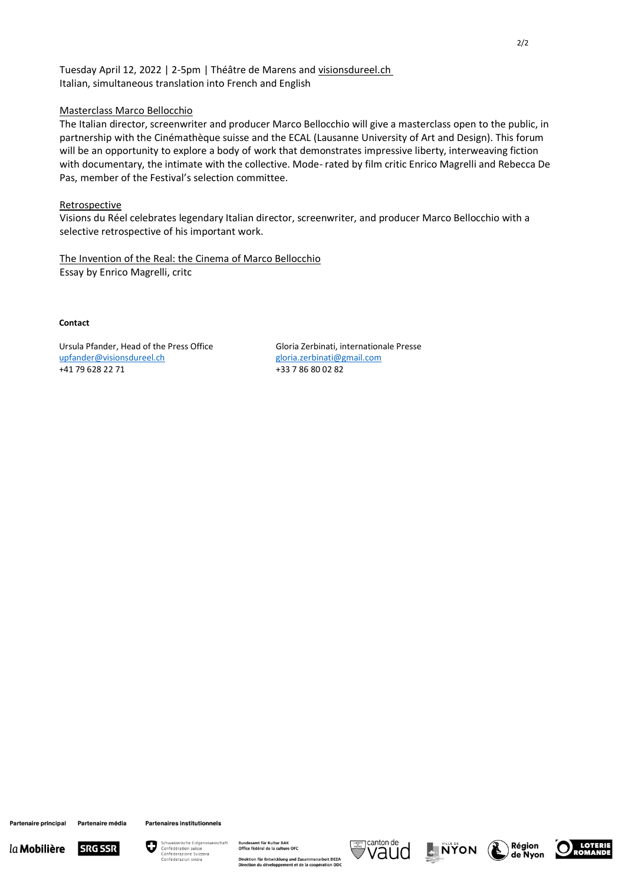Tuesday April 12, 2022 | 2-5pm | Théâtre de Marens and visionsdureel.ch
Italian, simultaneous translation into French and English

Masterclass Marco Bellocchio

The Italian director, screenwriter and producer Marco Bellocchio will give a masterclass open to the public, in partnership with the Cinémathèque suisse and the ECAL (Lausanne University of Art and Design). This forum will be an opportunity to explore a body of work that demonstrates impressive liberty, interweaving fiction with documentary, the intimate with the collective. Mode- rated by film critic Enrico Magrelli and Rebecca De Pas, member of the Festival's selection committee.

Retrospective

Visions du Réel celebrates legendary Italian director, screenwriter, and producer Marco Bellocchio with a selective retrospective of his important work.

The Invention of the Real: the Cinema of Marco Bellocchio
Essay by Enrico Magrelli, critc

**Contact**

Ursula Pfander, Head of the Press Office
upfander@visionsdureel.ch
+41 79 628 22 71

Gloria Zerbinati, internationale Presse
gloria.zerbinati@gmail.com
+33 7 86 80 02 82

Partenaire principal — la Mobilière
Partenaire média — SRG SSR
Partenaires institutionnels — Schweizerische Eidgenossenschaft, Confédération suisse, Confederazione Svizzera, Confederaziun svizra; Bundesamt für Kultur BAK, Office fédéral de la culture OFC; Direktion für Entwicklung und Zusammenarbeit DEZA, Direction du développement et de la coopération DDC; canton de Vaud; Ville de Nyon; Région de Nyon; Loterie Romande